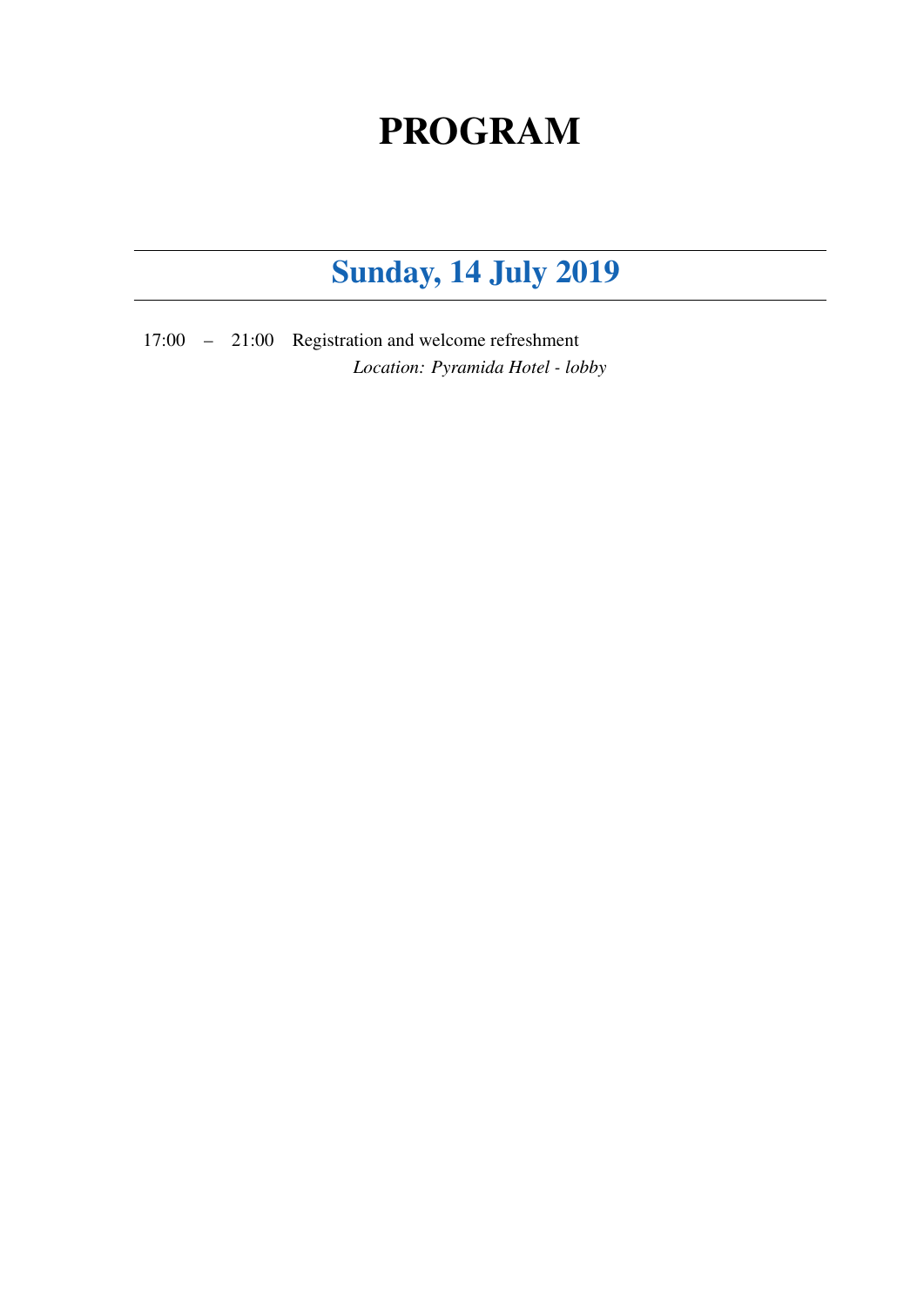# PROGRAM

## Sunday, 14 July 2019

17:00 – 21:00 Registration and welcome refreshment
*Location: Pyramida Hotel - lobby*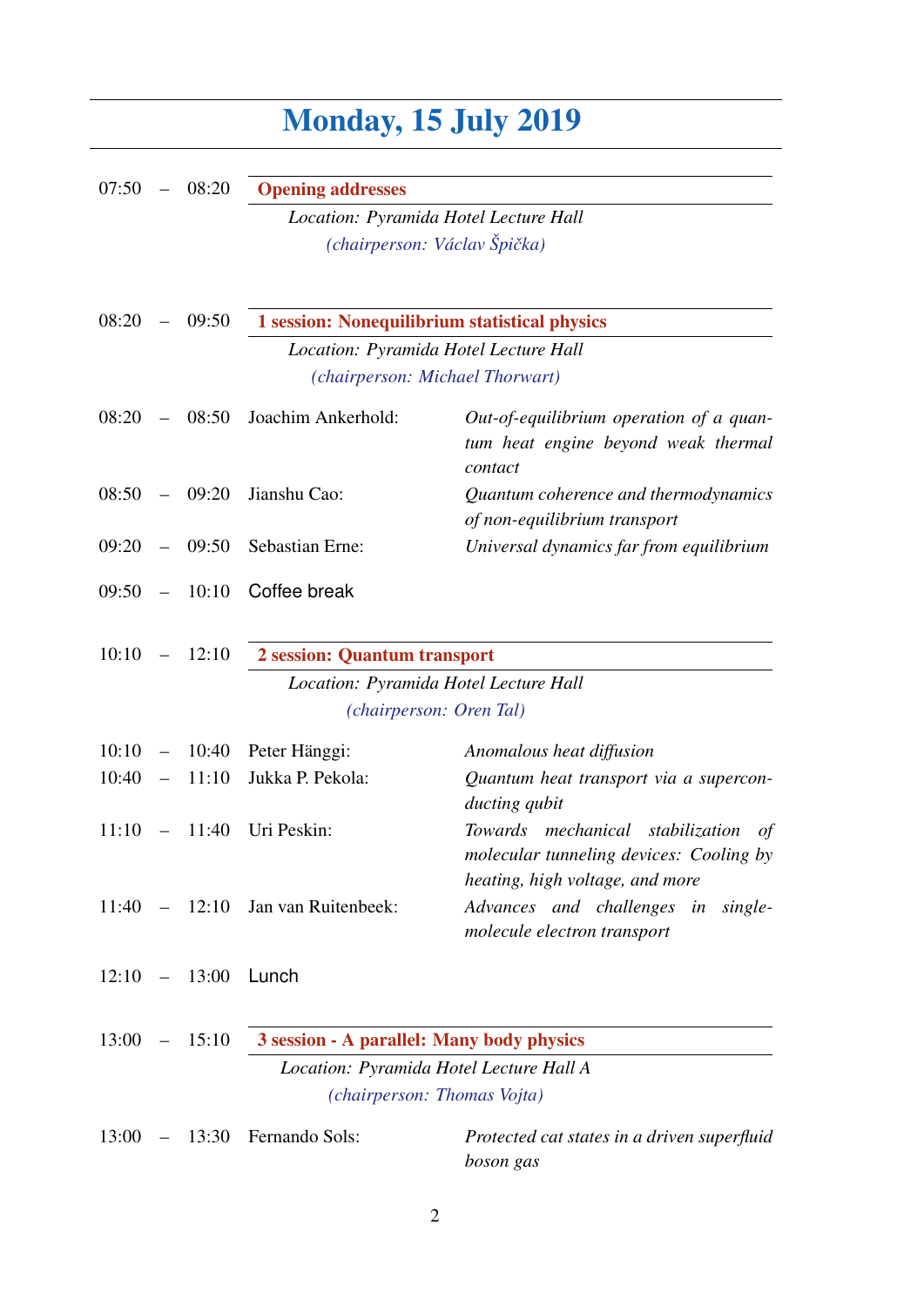# Monday, 15 July 2019

07:50 – 08:20 **Opening addresses**

*Location: Pyramida Hotel Lecture Hall*

*(chairperson: Václav Špička)*

08:20 – 09:50 **1 session: Nonequilibrium statistical physics**

*Location: Pyramida Hotel Lecture Hall*

*(chairperson: Michael Thorwart)*

| Time | Speaker | Title |
|---|---|---|
| 08:20 – 08:50 | Joachim Ankerhold: | *Out-of-equilibrium operation of a quantum heat engine beyond weak thermal contact* |
| 08:50 – 09:20 | Jianshu Cao: | *Quantum coherence and thermodynamics of non-equilibrium transport* |
| 09:20 – 09:50 | Sebastian Erne: | *Universal dynamics far from equilibrium* |

09:50 – 10:10 Coffee break

10:10 – 12:10 **2 session: Quantum transport**

*Location: Pyramida Hotel Lecture Hall*

*(chairperson: Oren Tal)*

| Time | Speaker | Title |
|---|---|---|
| 10:10 – 10:40 | Peter Hänggi: | *Anomalous heat diffusion* |
| 10:40 – 11:10 | Jukka P. Pekola: | *Quantum heat transport via a superconducting qubit* |
| 11:10 – 11:40 | Uri Peskin: | *Towards mechanical stabilization of molecular tunneling devices: Cooling by heating, high voltage, and more* |
| 11:40 – 12:10 | Jan van Ruitenbeek: | *Advances and challenges in single-molecule electron transport* |

12:10 – 13:00 Lunch

13:00 – 15:10 **3 session - A parallel: Many body physics**

*Location: Pyramida Hotel Lecture Hall A*

*(chairperson: Thomas Vojta)*

| Time | Speaker | Title |
|---|---|---|
| 13:00 – 13:30 | Fernando Sols: | *Protected cat states in a driven superfluid boson gas* |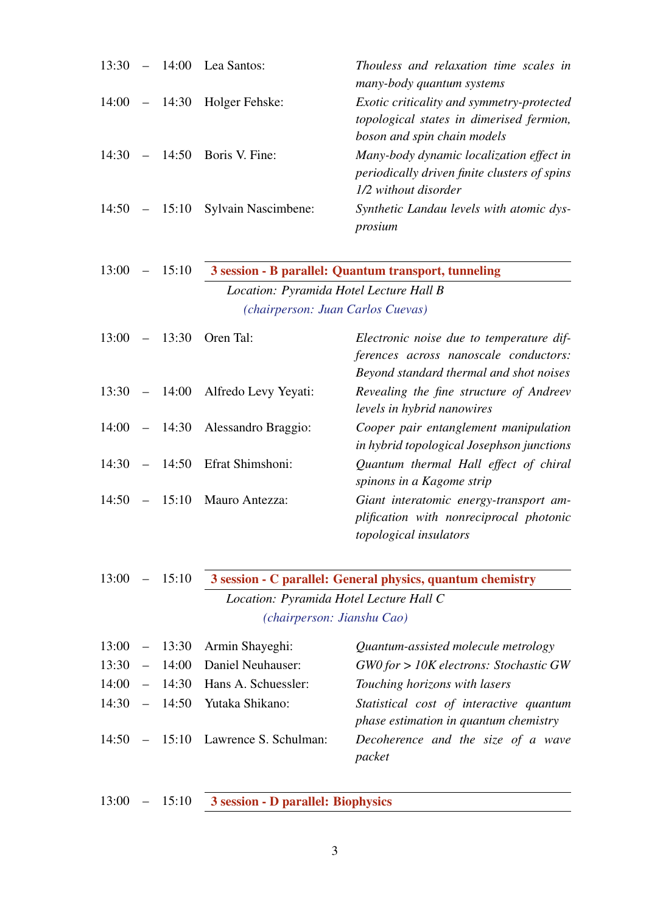13:30 – 14:00 Lea Santos: *Thouless and relaxation time scales in many-body quantum systems*

14:00 – 14:30 Holger Fehske: *Exotic criticality and symmetry-protected topological states in dimerised fermion, boson and spin chain models*

14:30 – 14:50 Boris V. Fine: *Many-body dynamic localization effect in periodically driven finite clusters of spins 1/2 without disorder*

14:50 – 15:10 Sylvain Nascimbene: *Synthetic Landau levels with atomic dysprosium*

## 13:00 – 15:10 3 session - B parallel: Quantum transport, tunneling

*Location: Pyramida Hotel Lecture Hall B*

*(chairperson: Juan Carlos Cuevas)*

13:00 – 13:30 Oren Tal: *Electronic noise due to temperature differences across nanoscale conductors: Beyond standard thermal and shot noises*

13:30 – 14:00 Alfredo Levy Yeyati: *Revealing the fine structure of Andreev levels in hybrid nanowires*

14:00 – 14:30 Alessandro Braggio: *Cooper pair entanglement manipulation in hybrid topological Josephson junctions*

14:30 – 14:50 Efrat Shimshoni: *Quantum thermal Hall effect of chiral spinons in a Kagome strip*

14:50 – 15:10 Mauro Antezza: *Giant interatomic energy-transport amplification with nonreciprocal photonic topological insulators*

## 13:00 – 15:10 3 session - C parallel: General physics, quantum chemistry

*Location: Pyramida Hotel Lecture Hall C*

*(chairperson: Jianshu Cao)*

13:00 – 13:30 Armin Shayeghi: *Quantum-assisted molecule metrology*

13:30 – 14:00 Daniel Neuhauser: *GW0 for > 10K electrons: Stochastic GW*

14:00 – 14:30 Hans A. Schuessler: *Touching horizons with lasers*

14:30 – 14:50 Yutaka Shikano: *Statistical cost of interactive quantum phase estimation in quantum chemistry*

14:50 – 15:10 Lawrence S. Schulman: *Decoherence and the size of a wave packet*

## 13:00 – 15:10 3 session - D parallel: Biophysics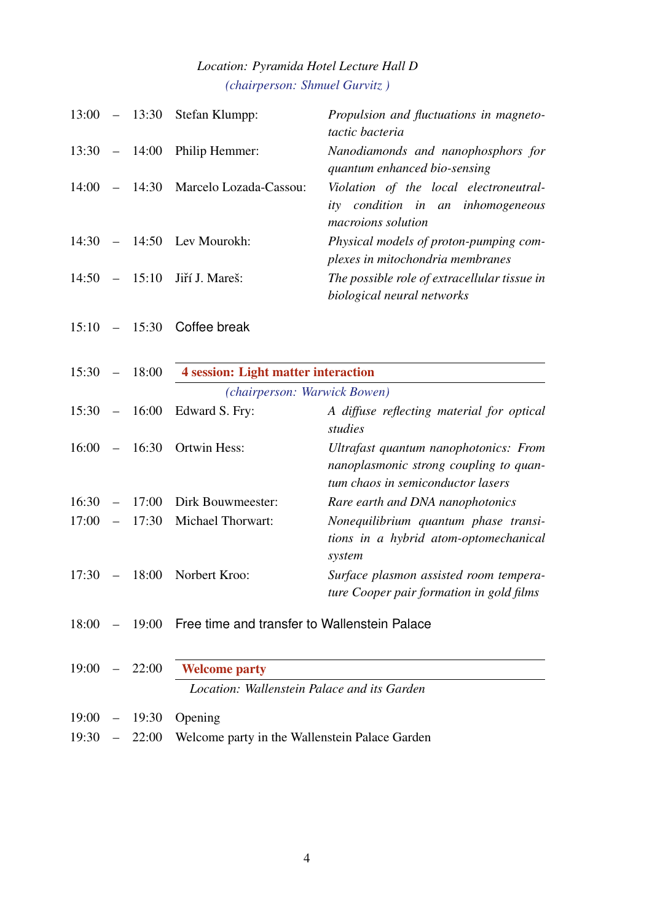*Location: Pyramida Hotel Lecture Hall D*

*(chairperson: Shmuel Gurvitz )*

| | | |
|---|---|---|
| 13:00 – 13:30 | Stefan Klumpp: | *Propulsion and fluctuations in magnetotactic bacteria* |
| 13:30 – 14:00 | Philip Hemmer: | *Nanodiamonds and nanophosphors for quantum enhanced bio-sensing* |
| 14:00 – 14:30 | Marcelo Lozada-Cassou: | *Violation of the local electroneutrality condition in an inhomogeneous macroions solution* |
| 14:30 – 14:50 | Lev Mourokh: | *Physical models of proton-pumping complexes in mitochondria membranes* |
| 14:50 – 15:10 | Jiří J. Mareš: | *The possible role of extracellular tissue in biological neural networks* |

15:10 – 15:30 Coffee break

## 15:30 – 18:00 **4 session: Light matter interaction**

*(chairperson: Warwick Bowen)*

| | | |
|---|---|---|
| 15:30 – 16:00 | Edward S. Fry: | *A diffuse reflecting material for optical studies* |
| 16:00 – 16:30 | Ortwin Hess: | *Ultrafast quantum nanophotonics: From nanoplasmonic strong coupling to quantum chaos in semiconductor lasers* |
| 16:30 – 17:00 | Dirk Bouwmeester: | *Rare earth and DNA nanophotonics* |
| 17:00 – 17:30 | Michael Thorwart: | *Nonequilibrium quantum phase transitions in a hybrid atom-optomechanical system* |
| 17:30 – 18:00 | Norbert Kroo: | *Surface plasmon assisted room temperature Cooper pair formation in gold films* |

18:00 – 19:00 Free time and transfer to Wallenstein Palace

## 19:00 – 22:00 **Welcome party**

*Location: Wallenstein Palace and its Garden*

19:00 – 19:30 Opening

19:30 – 22:00 Welcome party in the Wallenstein Palace Garden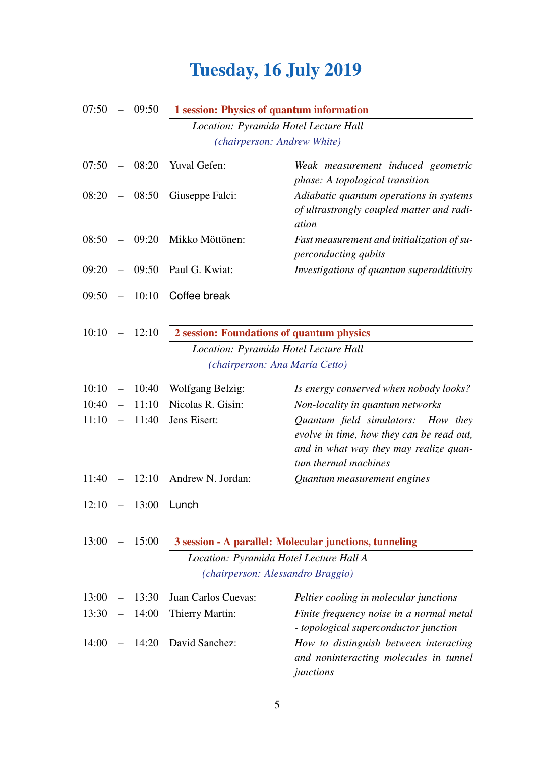# Tuesday, 16 July 2019

**07:50 – 09:50 1 session: Physics of quantum information**

*Location: Pyramida Hotel Lecture Hall*

*(chairperson: Andrew White)*

| Time | Speaker | Title |
|---|---|---|
| 07:50 – 08:20 | Yuval Gefen: | *Weak measurement induced geometric phase: A topological transition* |
| 08:20 – 08:50 | Giuseppe Falci: | *Adiabatic quantum operations in systems of ultrastrongly coupled matter and radiation* |
| 08:50 – 09:20 | Mikko Möttönen: | *Fast measurement and initialization of superconducting qubits* |
| 09:20 – 09:50 | Paul G. Kwiat: | *Investigations of quantum superadditivity* |

09:50 – 10:10 Coffee break

**10:10 – 12:10 2 session: Foundations of quantum physics**

*Location: Pyramida Hotel Lecture Hall*

*(chairperson: Ana María Cetto)*

| Time | Speaker | Title |
|---|---|---|
| 10:10 – 10:40 | Wolfgang Belzig: | *Is energy conserved when nobody looks?* |
| 10:40 – 11:10 | Nicolas R. Gisin: | *Non-locality in quantum networks* |
| 11:10 – 11:40 | Jens Eisert: | *Quantum field simulators: How they evolve in time, how they can be read out, and in what way they may realize quantum thermal machines* |
| 11:40 – 12:10 | Andrew N. Jordan: | *Quantum measurement engines* |

12:10 – 13:00 Lunch

**13:00 – 15:00 3 session - A parallel: Molecular junctions, tunneling**

*Location: Pyramida Hotel Lecture Hall A*

*(chairperson: Alessandro Braggio)*

| Time | Speaker | Title |
|---|---|---|
| 13:00 – 13:30 | Juan Carlos Cuevas: | *Peltier cooling in molecular junctions* |
| 13:30 – 14:00 | Thierry Martin: | *Finite frequency noise in a normal metal - topological superconductor junction* |
| 14:00 – 14:20 | David Sanchez: | *How to distinguish between interacting and noninteracting molecules in tunnel junctions* |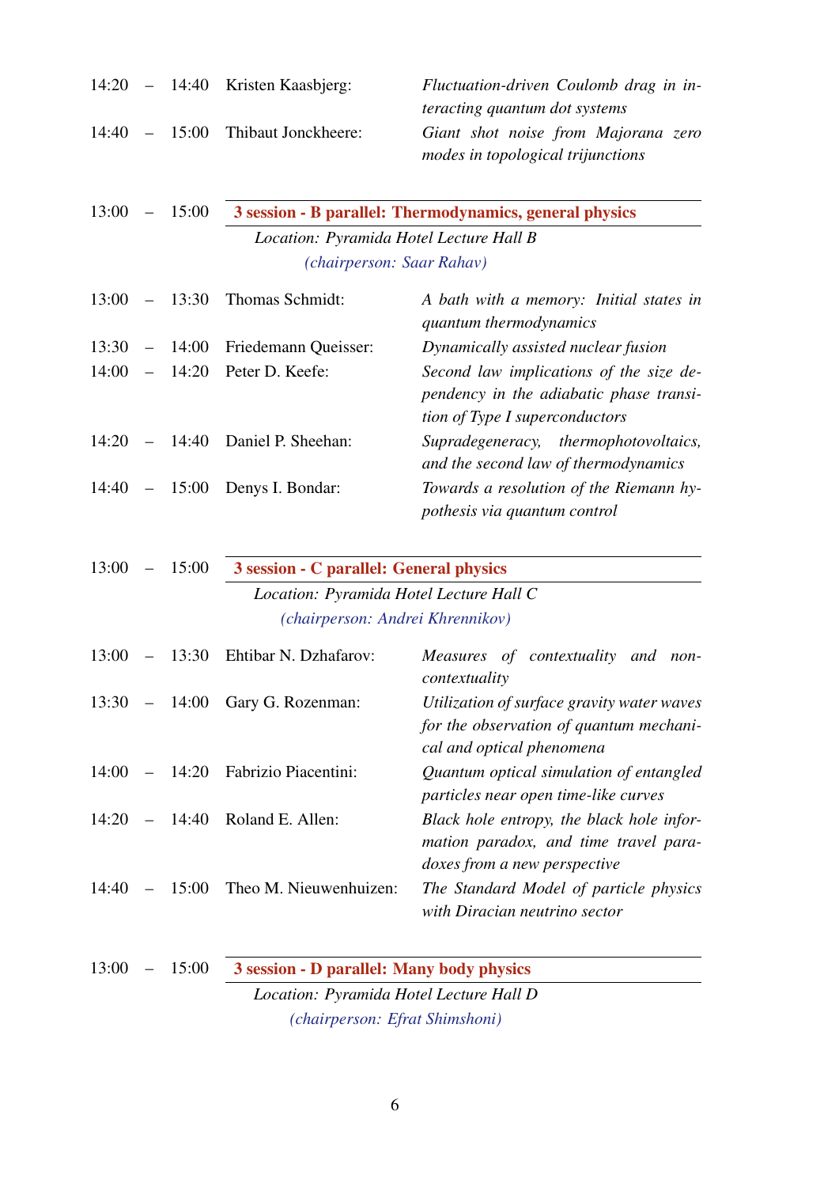| | | |
|---|---|---|
| 14:20 – 14:40 | Kristen Kaasbjerg: | *Fluctuation-driven Coulomb drag in interacting quantum dot systems* |
| 14:40 – 15:00 | Thibaut Jonckheere: | *Giant shot noise from Majorana zero modes in topological trijunctions* |

13:00 – 15:00 **3 session - B parallel: Thermodynamics, general physics**

*Location: Pyramida Hotel Lecture Hall B*

*(chairperson: Saar Rahav)*

| | | |
|---|---|---|
| 13:00 – 13:30 | Thomas Schmidt: | *A bath with a memory: Initial states in quantum thermodynamics* |
| 13:30 – 14:00 | Friedemann Queisser: | *Dynamically assisted nuclear fusion* |
| 14:00 – 14:20 | Peter D. Keefe: | *Second law implications of the size dependency in the adiabatic phase transition of Type I superconductors* |
| 14:20 – 14:40 | Daniel P. Sheehan: | *Supradegeneracy, thermophotovoltaics, and the second law of thermodynamics* |
| 14:40 – 15:00 | Denys I. Bondar: | *Towards a resolution of the Riemann hypothesis via quantum control* |

13:00 – 15:00 **3 session - C parallel: General physics**

*Location: Pyramida Hotel Lecture Hall C*

*(chairperson: Andrei Khrennikov)*

| | | |
|---|---|---|
| 13:00 – 13:30 | Ehtibar N. Dzhafarov: | *Measures of contextuality and noncontextuality* |
| 13:30 – 14:00 | Gary G. Rozenman: | *Utilization of surface gravity water waves for the observation of quantum mechanical and optical phenomena* |
| 14:00 – 14:20 | Fabrizio Piacentini: | *Quantum optical simulation of entangled particles near open time-like curves* |
| 14:20 – 14:40 | Roland E. Allen: | *Black hole entropy, the black hole information paradox, and time travel paradoxes from a new perspective* |
| 14:40 – 15:00 | Theo M. Nieuwenhuizen: | *The Standard Model of particle physics with Diracian neutrino sector* |

13:00 – 15:00 **3 session - D parallel: Many body physics**

*Location: Pyramida Hotel Lecture Hall D*

*(chairperson: Efrat Shimshoni)*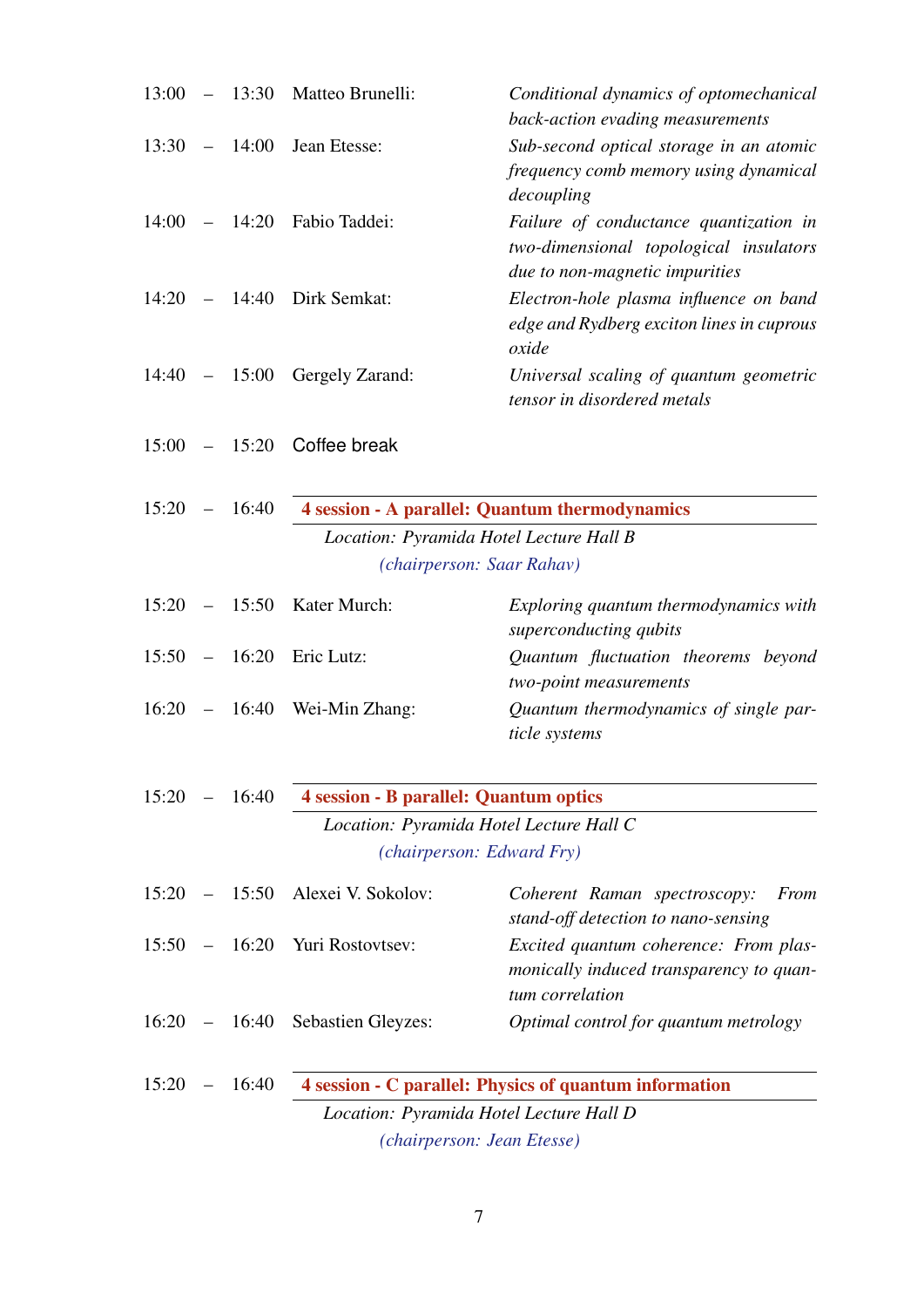13:00 – 13:30 Matteo Brunelli: *Conditional dynamics of optomechanical back-action evading measurements*

13:30 – 14:00 Jean Etesse: *Sub-second optical storage in an atomic frequency comb memory using dynamical decoupling*

14:00 – 14:20 Fabio Taddei: *Failure of conductance quantization in two-dimensional topological insulators due to non-magnetic impurities*

14:20 – 14:40 Dirk Semkat: *Electron-hole plasma influence on band edge and Rydberg exciton lines in cuprous oxide*

14:40 – 15:00 Gergely Zarand: *Universal scaling of quantum geometric tensor in disordered metals*

15:00 – 15:20 Coffee break

15:20 – 16:40 **4 session - A parallel: Quantum thermodynamics**

*Location: Pyramida Hotel Lecture Hall B*

*(chairperson: Saar Rahav)*

15:20 – 15:50 Kater Murch: *Exploring quantum thermodynamics with superconducting qubits*

15:50 – 16:20 Eric Lutz: *Quantum fluctuation theorems beyond two-point measurements*

16:20 – 16:40 Wei-Min Zhang: *Quantum thermodynamics of single particle systems*

15:20 – 16:40 **4 session - B parallel: Quantum optics**

*Location: Pyramida Hotel Lecture Hall C*

*(chairperson: Edward Fry)*

15:20 – 15:50 Alexei V. Sokolov: *Coherent Raman spectroscopy: From stand-off detection to nano-sensing*

15:50 – 16:20 Yuri Rostovtsev: *Excited quantum coherence: From plasmonically induced transparency to quantum correlation*

16:20 – 16:40 Sebastien Gleyzes: *Optimal control for quantum metrology*

15:20 – 16:40 **4 session - C parallel: Physics of quantum information**

*Location: Pyramida Hotel Lecture Hall D*

*(chairperson: Jean Etesse)*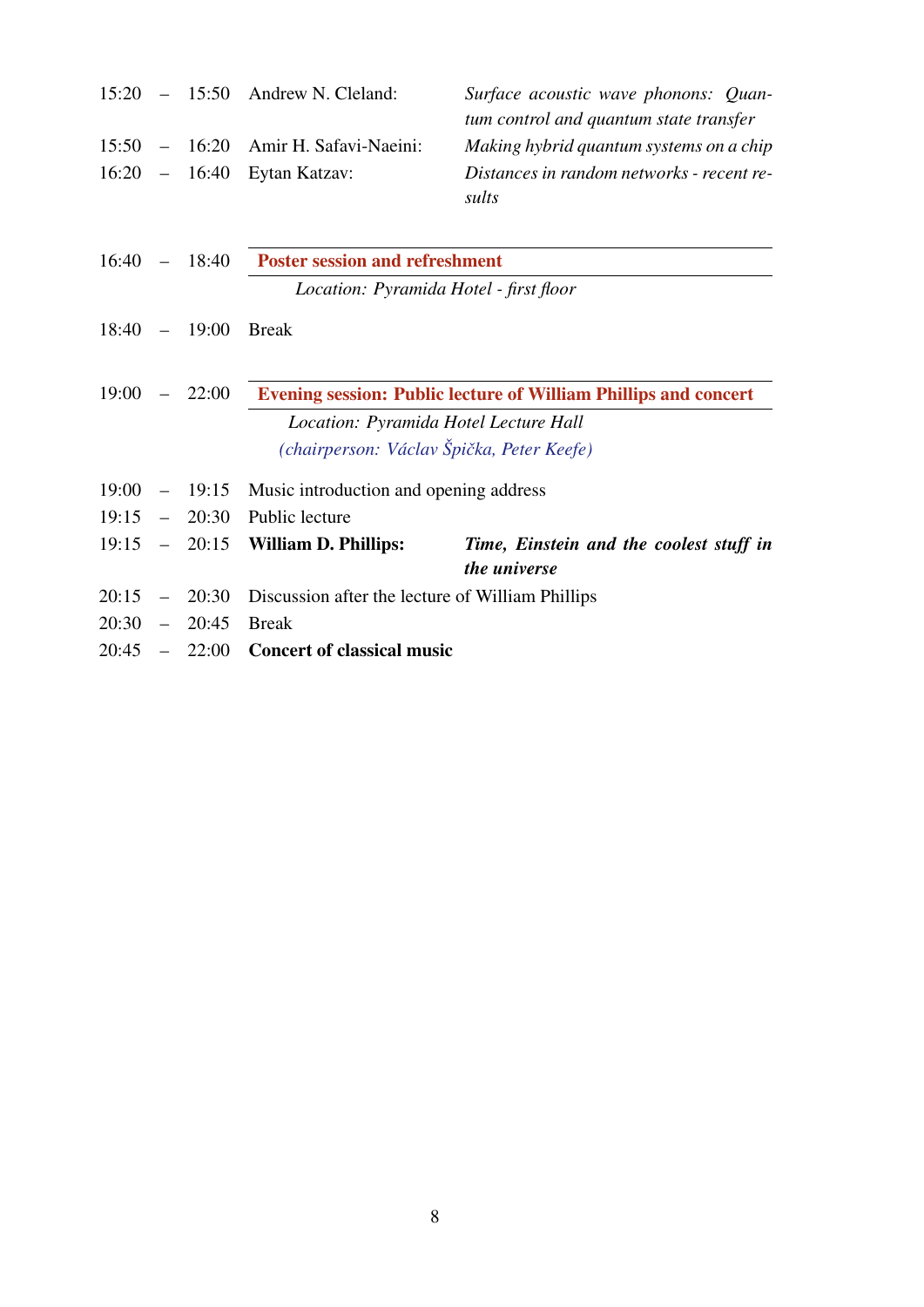| | | |
|---|---|---|
| 15:20 – 15:50 | Andrew N. Cleland: | *Surface acoustic wave phonons: Quantum control and quantum state transfer* |
| 15:50 – 16:20 | Amir H. Safavi-Naeini: | *Making hybrid quantum systems on a chip* |
| 16:20 – 16:40 | Eytan Katzav: | *Distances in random networks - recent results* |

16:40 – 18:40 **Poster session and refreshment**

*Location: Pyramida Hotel - first floor*

18:40 – 19:00 Break

19:00 – 22:00 **Evening session: Public lecture of William Phillips and concert**

*Location: Pyramida Hotel Lecture Hall*

*(chairperson: Václav Špička, Peter Keefe)*

| | | |
|---|---|---|
| 19:00 – 19:15 | Music introduction and opening address | |
| 19:15 – 20:30 | Public lecture | |
| 19:15 – 20:15 | **William D. Phillips:** | ***Time, Einstein and the coolest stuff in the universe*** |
| 20:15 – 20:30 | Discussion after the lecture of William Phillips | |
| 20:30 – 20:45 | Break | |
| 20:45 – 22:00 | **Concert of classical music** | |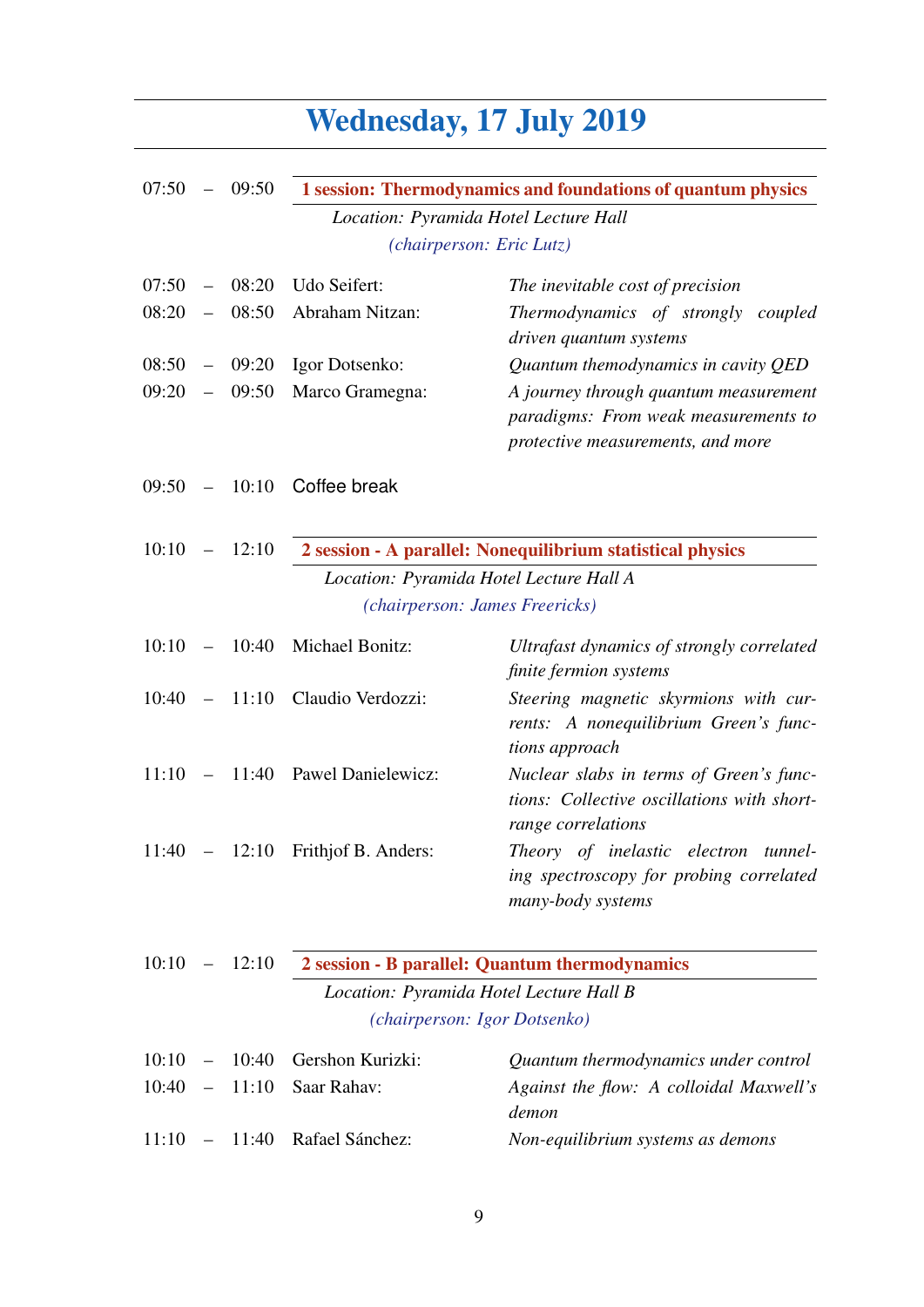# Wednesday, 17 July 2019

07:50 – 09:50 **1 session: Thermodynamics and foundations of quantum physics**

*Location: Pyramida Hotel Lecture Hall*

*(chairperson: Eric Lutz)*

| | | |
|---|---|---|
| 07:50 – 08:20 | Udo Seifert: | *The inevitable cost of precision* |
| 08:20 – 08:50 | Abraham Nitzan: | *Thermodynamics of strongly coupled driven quantum systems* |
| 08:50 – 09:20 | Igor Dotsenko: | *Quantum themodynamics in cavity QED* |
| 09:20 – 09:50 | Marco Gramegna: | *A journey through quantum measurement paradigms: From weak measurements to protective measurements, and more* |

09:50 – 10:10 Coffee break

10:10 – 12:10 **2 session - A parallel: Nonequilibrium statistical physics**

*Location: Pyramida Hotel Lecture Hall A*

*(chairperson: James Freericks)*

| | | |
|---|---|---|
| 10:10 – 10:40 | Michael Bonitz: | *Ultrafast dynamics of strongly correlated finite fermion systems* |
| 10:40 – 11:10 | Claudio Verdozzi: | *Steering magnetic skyrmions with currents: A nonequilibrium Green's functions approach* |
| 11:10 – 11:40 | Pawel Danielewicz: | *Nuclear slabs in terms of Green's functions: Collective oscillations with short-range correlations* |
| 11:40 – 12:10 | Frithjof B. Anders: | *Theory of inelastic electron tunneling spectroscopy for probing correlated many-body systems* |

10:10 – 12:10 **2 session - B parallel: Quantum thermodynamics**

*Location: Pyramida Hotel Lecture Hall B*

*(chairperson: Igor Dotsenko)*

| | | |
|---|---|---|
| 10:10 – 10:40 | Gershon Kurizki: | *Quantum thermodynamics under control* |
| 10:40 – 11:10 | Saar Rahav: | *Against the flow: A colloidal Maxwell's demon* |
| 11:10 – 11:40 | Rafael Sánchez: | *Non-equilibrium systems as demons* |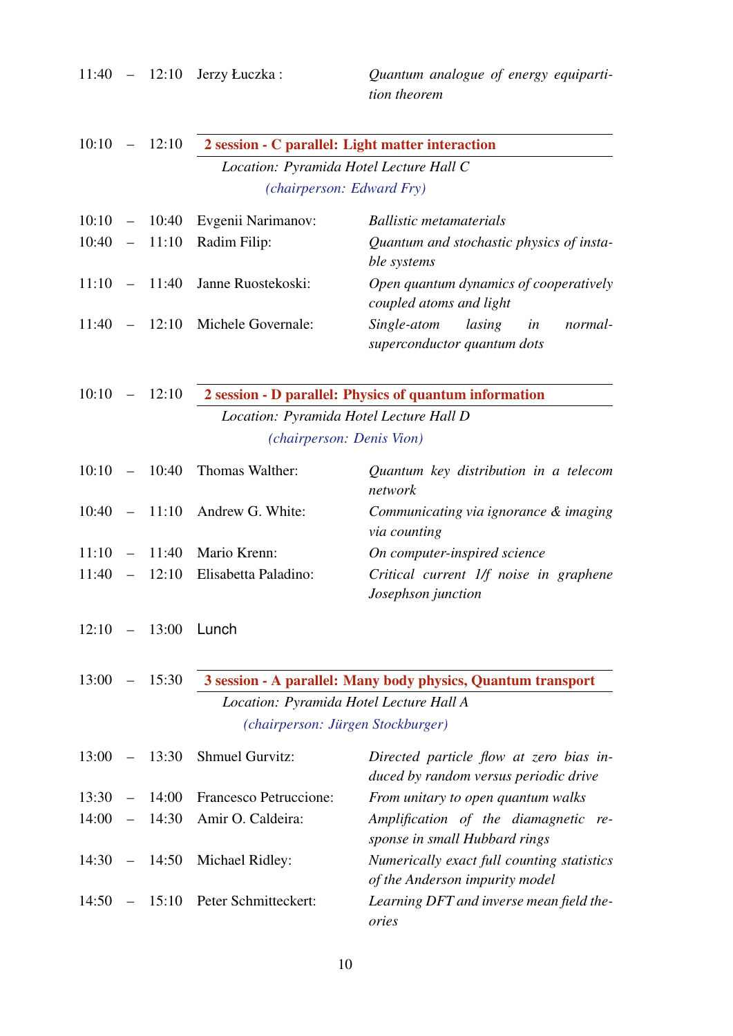| | | |
|---|---|---|
| 11:40 – 12:10 | Jerzy Łuczka : | *Quantum analogue of energy equipartition theorem* |

### 10:10 – 12:10 2 session - C parallel: Light matter interaction

*Location: Pyramida Hotel Lecture Hall C*

*(chairperson: Edward Fry)*

| | | |
|---|---|---|
| 10:10 – 10:40 | Evgenii Narimanov: | *Ballistic metamaterials* |
| 10:40 – 11:10 | Radim Filip: | *Quantum and stochastic physics of instable systems* |
| 11:10 – 11:40 | Janne Ruostekoski: | *Open quantum dynamics of cooperatively coupled atoms and light* |
| 11:40 – 12:10 | Michele Governale: | *Single-atom lasing in normal-superconductor quantum dots* |

### 10:10 – 12:10 2 session - D parallel: Physics of quantum information

*Location: Pyramida Hotel Lecture Hall D*

*(chairperson: Denis Vion)*

| | | |
|---|---|---|
| 10:10 – 10:40 | Thomas Walther: | *Quantum key distribution in a telecom network* |
| 10:40 – 11:10 | Andrew G. White: | *Communicating via ignorance & imaging via counting* |
| 11:10 – 11:40 | Mario Krenn: | *On computer-inspired science* |
| 11:40 – 12:10 | Elisabetta Paladino: | *Critical current 1/f noise in graphene Josephson junction* |

12:10 – 13:00 Lunch

### 13:00 – 15:30 3 session - A parallel: Many body physics, Quantum transport

*Location: Pyramida Hotel Lecture Hall A*

*(chairperson: Jürgen Stockburger)*

| | | |
|---|---|---|
| 13:00 – 13:30 | Shmuel Gurvitz: | *Directed particle flow at zero bias induced by random versus periodic drive* |
| 13:30 – 14:00 | Francesco Petruccione: | *From unitary to open quantum walks* |
| 14:00 – 14:30 | Amir O. Caldeira: | *Amplification of the diamagnetic response in small Hubbard rings* |
| 14:30 – 14:50 | Michael Ridley: | *Numerically exact full counting statistics of the Anderson impurity model* |
| 14:50 – 15:10 | Peter Schmitteckert: | *Learning DFT and inverse mean field theories* |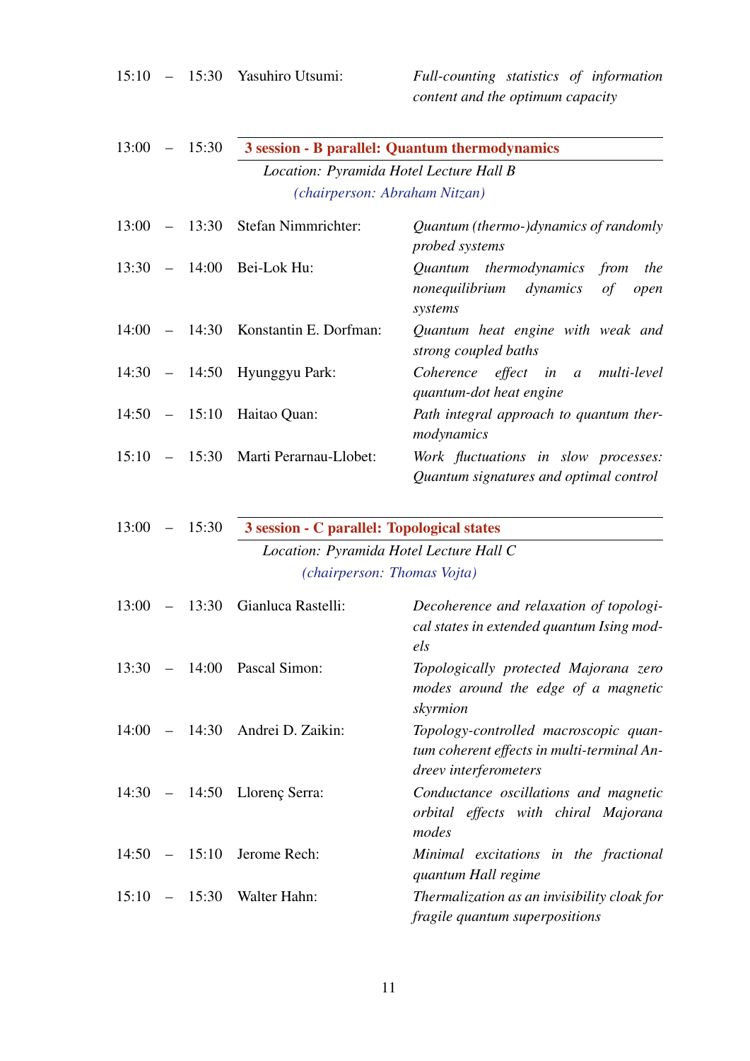15:10 – 15:30 Yasuhiro Utsumi: *Full-counting statistics of information content and the optimum capacity*

13:00 – 15:30 **3 session - B parallel: Quantum thermodynamics**

*Location: Pyramida Hotel Lecture Hall B*

*(chairperson: Abraham Nitzan)*

13:00 – 13:30 Stefan Nimmrichter: *Quantum (thermo-)dynamics of randomly probed systems*

13:30 – 14:00 Bei-Lok Hu: *Quantum thermodynamics from the nonequilibrium dynamics of open systems*

14:00 – 14:30 Konstantin E. Dorfman: *Quantum heat engine with weak and strong coupled baths*

14:30 – 14:50 Hyunggyu Park: *Coherence effect in a multi-level quantum-dot heat engine*

14:50 – 15:10 Haitao Quan: *Path integral approach to quantum thermodynamics*

15:10 – 15:30 Marti Perarnau-Llobet: *Work fluctuations in slow processes: Quantum signatures and optimal control*

13:00 – 15:30 **3 session - C parallel: Topological states**

*Location: Pyramida Hotel Lecture Hall C*

*(chairperson: Thomas Vojta)*

13:00 – 13:30 Gianluca Rastelli: *Decoherence and relaxation of topological states in extended quantum Ising models*

13:30 – 14:00 Pascal Simon: *Topologically protected Majorana zero modes around the edge of a magnetic skyrmion*

14:00 – 14:30 Andrei D. Zaikin: *Topology-controlled macroscopic quantum coherent effects in multi-terminal Andreev interferometers*

14:30 – 14:50 Llorenç Serra: *Conductance oscillations and magnetic orbital effects with chiral Majorana modes*

14:50 – 15:10 Jerome Rech: *Minimal excitations in the fractional quantum Hall regime*

15:10 – 15:30 Walter Hahn: *Thermalization as an invisibility cloak for fragile quantum superpositions*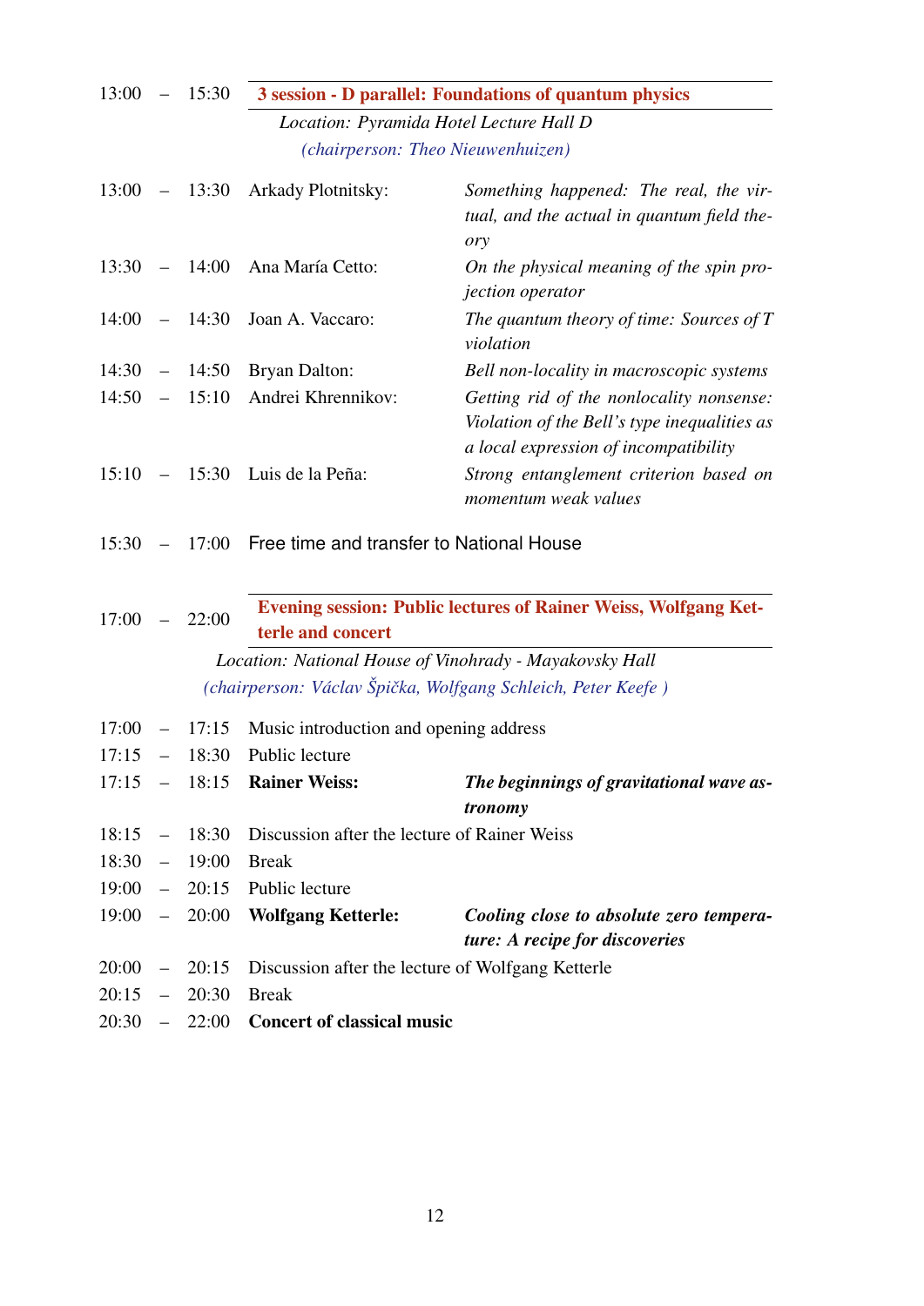13:00 – 15:30 **3 session - D parallel: Foundations of quantum physics**

*Location: Pyramida Hotel Lecture Hall D*

*(chairperson: Theo Nieuwenhuizen)*

| Time | Speaker | Title |
|---|---|---|
| 13:00 – 13:30 | Arkady Plotnitsky: | *Something happened: The real, the virtual, and the actual in quantum field theory* |
| 13:30 – 14:00 | Ana María Cetto: | *On the physical meaning of the spin projection operator* |
| 14:00 – 14:30 | Joan A. Vaccaro: | *The quantum theory of time: Sources of T violation* |
| 14:30 – 14:50 | Bryan Dalton: | *Bell non-locality in macroscopic systems* |
| 14:50 – 15:10 | Andrei Khrennikov: | *Getting rid of the nonlocality nonsense: Violation of the Bell's type inequalities as a local expression of incompatibility* |
| 15:10 – 15:30 | Luis de la Peña: | *Strong entanglement criterion based on momentum weak values* |

15:30 – 17:00 Free time and transfer to National House

17:00 – 22:00 **Evening session: Public lectures of Rainer Weiss, Wolfgang Ketterle and concert**

*Location: National House of Vinohrady - Mayakovsky Hall*

*(chairperson: Václav Špička, Wolfgang Schleich, Peter Keefe )*

| Time | Event | Title |
|---|---|---|
| 17:00 – 17:15 | Music introduction and opening address | |
| 17:15 – 18:30 | Public lecture | |
| 17:15 – 18:15 | **Rainer Weiss:** | ***The beginnings of gravitational wave astronomy*** |
| 18:15 – 18:30 | Discussion after the lecture of Rainer Weiss | |
| 18:30 – 19:00 | Break | |
| 19:00 – 20:15 | Public lecture | |
| 19:00 – 20:00 | **Wolfgang Ketterle:** | ***Cooling close to absolute zero temperature: A recipe for discoveries*** |
| 20:00 – 20:15 | Discussion after the lecture of Wolfgang Ketterle | |
| 20:15 – 20:30 | Break | |
| 20:30 – 22:00 | **Concert of classical music** | |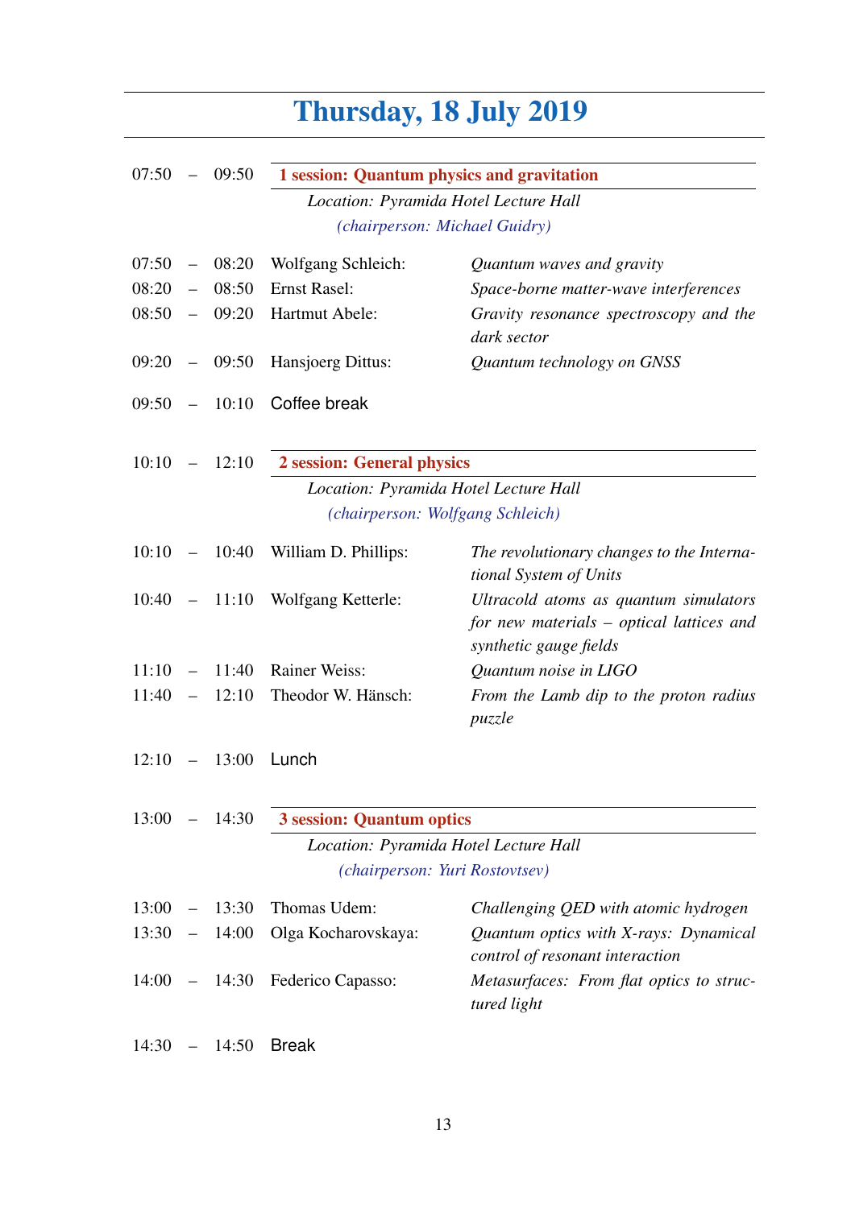# Thursday, 18 July 2019

07:50 – 09:50 **1 session: Quantum physics and gravitation**

*Location: Pyramida Hotel Lecture Hall*

*(chairperson: Michael Guidry)*

| | | |
|---|---|---|
| 07:50 – 08:20 | Wolfgang Schleich: | *Quantum waves and gravity* |
| 08:20 – 08:50 | Ernst Rasel: | *Space-borne matter-wave interferences* |
| 08:50 – 09:20 | Hartmut Abele: | *Gravity resonance spectroscopy and the dark sector* |
| 09:20 – 09:50 | Hansjoerg Dittus: | *Quantum technology on GNSS* |

09:50 – 10:10 Coffee break

10:10 – 12:10 **2 session: General physics**

*Location: Pyramida Hotel Lecture Hall*

*(chairperson: Wolfgang Schleich)*

| | | |
|---|---|---|
| 10:10 – 10:40 | William D. Phillips: | *The revolutionary changes to the International System of Units* |
| 10:40 – 11:10 | Wolfgang Ketterle: | *Ultracold atoms as quantum simulators for new materials – optical lattices and synthetic gauge fields* |
| 11:10 – 11:40 | Rainer Weiss: | *Quantum noise in LIGO* |
| 11:40 – 12:10 | Theodor W. Hänsch: | *From the Lamb dip to the proton radius puzzle* |

12:10 – 13:00 Lunch

13:00 – 14:30 **3 session: Quantum optics**

*Location: Pyramida Hotel Lecture Hall*

*(chairperson: Yuri Rostovtsev)*

| | | |
|---|---|---|
| 13:00 – 13:30 | Thomas Udem: | *Challenging QED with atomic hydrogen* |
| 13:30 – 14:00 | Olga Kocharovskaya: | *Quantum optics with X-rays: Dynamical control of resonant interaction* |
| 14:00 – 14:30 | Federico Capasso: | *Metasurfaces: From flat optics to structured light* |

14:30 – 14:50 Break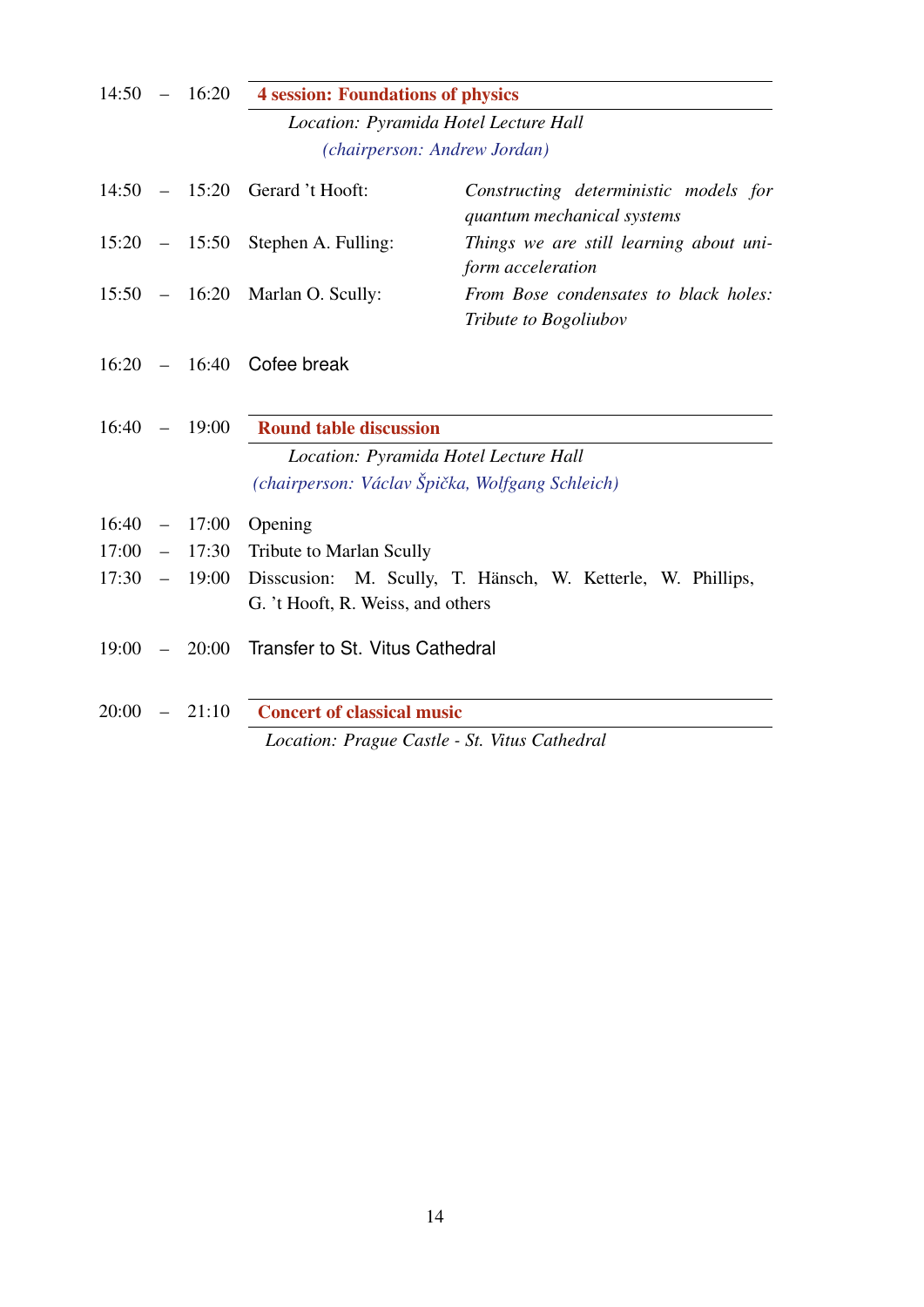14:50 – 16:20 **4 session: Foundations of physics**

*Location: Pyramida Hotel Lecture Hall*

*(chairperson: Andrew Jordan)*

| | | |
|---|---|---|
| 14:50 – 15:20 | Gerard 't Hooft: | *Constructing deterministic models for quantum mechanical systems* |
| 15:20 – 15:50 | Stephen A. Fulling: | *Things we are still learning about uniform acceleration* |
| 15:50 – 16:20 | Marlan O. Scully: | *From Bose condensates to black holes: Tribute to Bogoliubov* |

16:20 – 16:40 Cofee break

16:40 – 19:00 **Round table discussion**

*Location: Pyramida Hotel Lecture Hall*

*(chairperson: Václav Špička, Wolfgang Schleich)*

| | |
|---|---|
| 16:40 – 17:00 | Opening |
| 17:00 – 17:30 | Tribute to Marlan Scully |
| 17:30 – 19:00 | Disscusion: M. Scully, T. Hänsch, W. Ketterle, W. Phillips, G. 't Hooft, R. Weiss, and others |

19:00 – 20:00 Transfer to St. Vitus Cathedral

20:00 – 21:10 **Concert of classical music**

*Location: Prague Castle - St. Vitus Cathedral*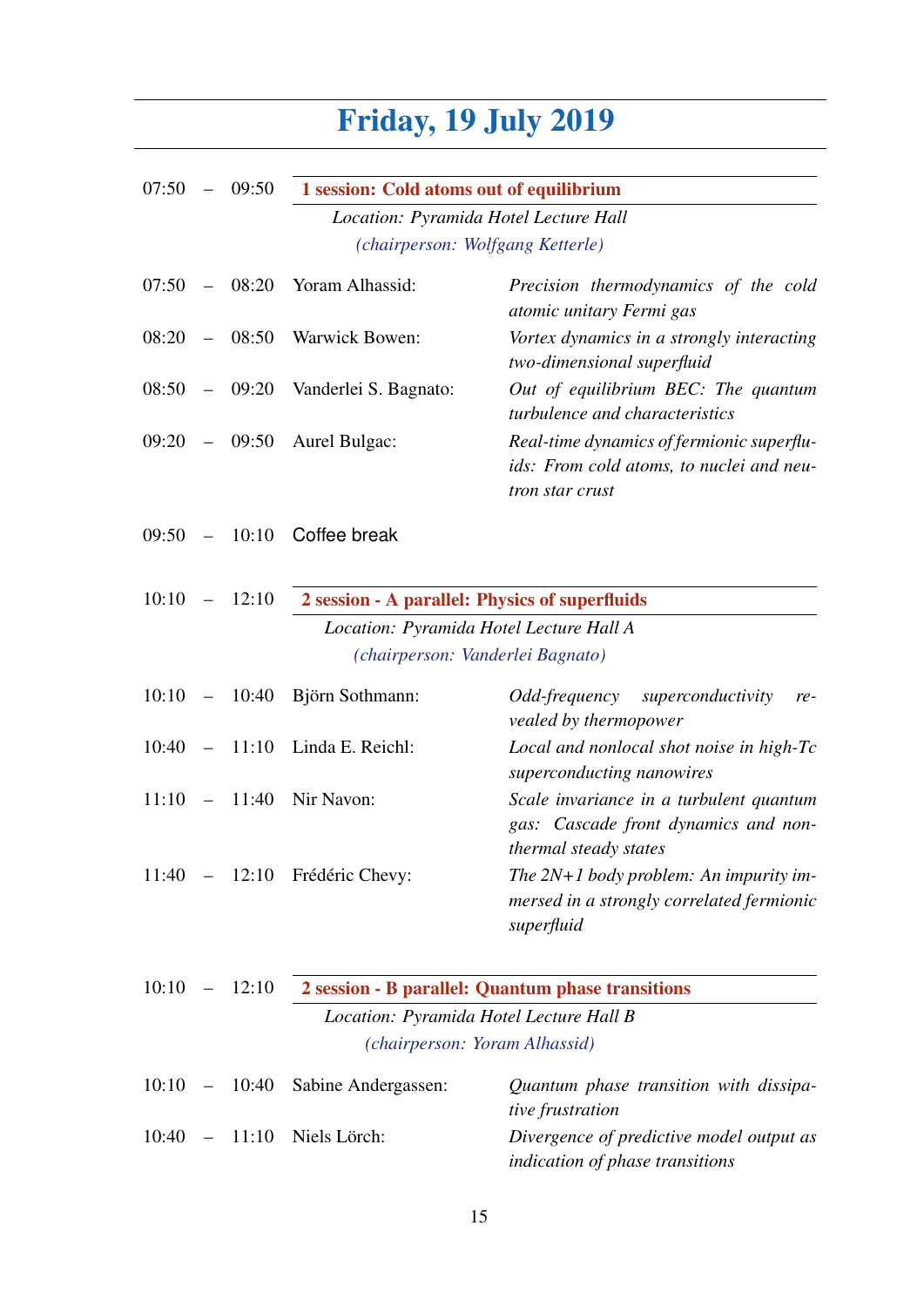# Friday, 19 July 2019

07:50 – 09:50 **1 session: Cold atoms out of equilibrium**

*Location: Pyramida Hotel Lecture Hall*

*(chairperson: Wolfgang Ketterle)*

| | | |
|---|---|---|
| 07:50 – 08:20 | Yoram Alhassid: | *Precision thermodynamics of the cold atomic unitary Fermi gas* |
| 08:20 – 08:50 | Warwick Bowen: | *Vortex dynamics in a strongly interacting two-dimensional superfluid* |
| 08:50 – 09:20 | Vanderlei S. Bagnato: | *Out of equilibrium BEC: The quantum turbulence and characteristics* |
| 09:20 – 09:50 | Aurel Bulgac: | *Real-time dynamics of fermionic superfluids: From cold atoms, to nuclei and neutron star crust* |

09:50 – 10:10 Coffee break

10:10 – 12:10 **2 session - A parallel: Physics of superfluids**

*Location: Pyramida Hotel Lecture Hall A*

*(chairperson: Vanderlei Bagnato)*

| | | |
|---|---|---|
| 10:10 – 10:40 | Björn Sothmann: | *Odd-frequency superconductivity revealed by thermopower* |
| 10:40 – 11:10 | Linda E. Reichl: | *Local and nonlocal shot noise in high-Tc superconducting nanowires* |
| 11:10 – 11:40 | Nir Navon: | *Scale invariance in a turbulent quantum gas: Cascade front dynamics and non-thermal steady states* |
| 11:40 – 12:10 | Frédéric Chevy: | *The 2N+1 body problem: An impurity immersed in a strongly correlated fermionic superfluid* |

10:10 – 12:10 **2 session - B parallel: Quantum phase transitions**

*Location: Pyramida Hotel Lecture Hall B*

*(chairperson: Yoram Alhassid)*

| | | |
|---|---|---|
| 10:10 – 10:40 | Sabine Andergassen: | *Quantum phase transition with dissipative frustration* |
| 10:40 – 11:10 | Niels Lörch: | *Divergence of predictive model output as indication of phase transitions* |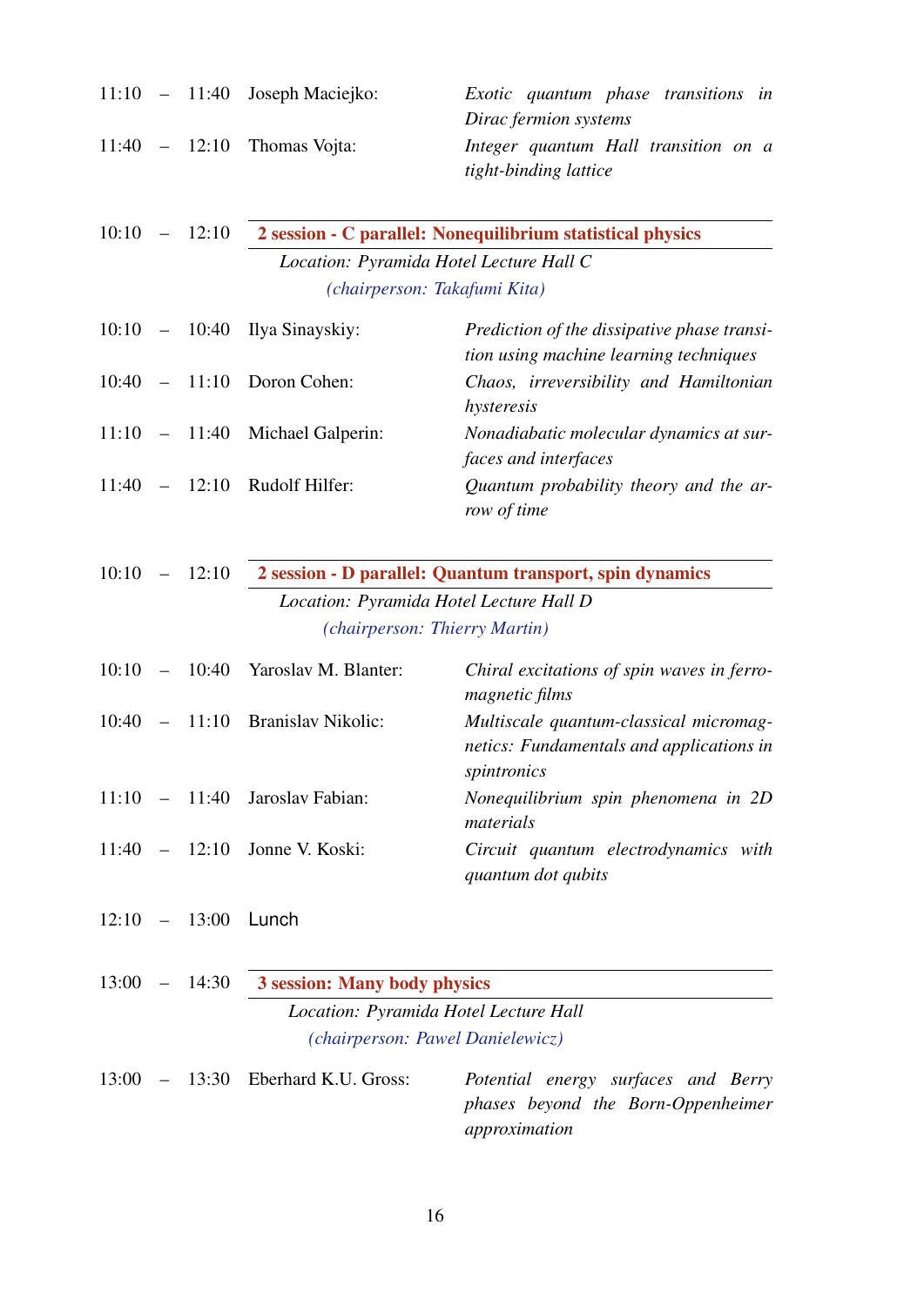11:10 – 11:40 Joseph Maciejko: *Exotic quantum phase transitions in Dirac fermion systems*

11:40 – 12:10 Thomas Vojta: *Integer quantum Hall transition on a tight-binding lattice*

10:10 – 12:10 **2 session - C parallel: Nonequilibrium statistical physics**

*Location: Pyramida Hotel Lecture Hall C*

*(chairperson: Takafumi Kita)*

10:10 – 10:40 Ilya Sinayskiy: *Prediction of the dissipative phase transition using machine learning techniques*

10:40 – 11:10 Doron Cohen: *Chaos, irreversibility and Hamiltonian hysteresis*

11:10 – 11:40 Michael Galperin: *Nonadiabatic molecular dynamics at surfaces and interfaces*

11:40 – 12:10 Rudolf Hilfer: *Quantum probability theory and the arrow of time*

10:10 – 12:10 **2 session - D parallel: Quantum transport, spin dynamics**

*Location: Pyramida Hotel Lecture Hall D*

*(chairperson: Thierry Martin)*

10:10 – 10:40 Yaroslav M. Blanter: *Chiral excitations of spin waves in ferromagnetic films*

10:40 – 11:10 Branislav Nikolic: *Multiscale quantum-classical micromagnetics: Fundamentals and applications in spintronics*

11:10 – 11:40 Jaroslav Fabian: *Nonequilibrium spin phenomena in 2D materials*

11:40 – 12:10 Jonne V. Koski: *Circuit quantum electrodynamics with quantum dot qubits*

12:10 – 13:00 Lunch

13:00 – 14:30 **3 session: Many body physics**

*Location: Pyramida Hotel Lecture Hall*

*(chairperson: Pawel Danielewicz)*

13:00 – 13:30 Eberhard K.U. Gross: *Potential energy surfaces and Berry phases beyond the Born-Oppenheimer approximation*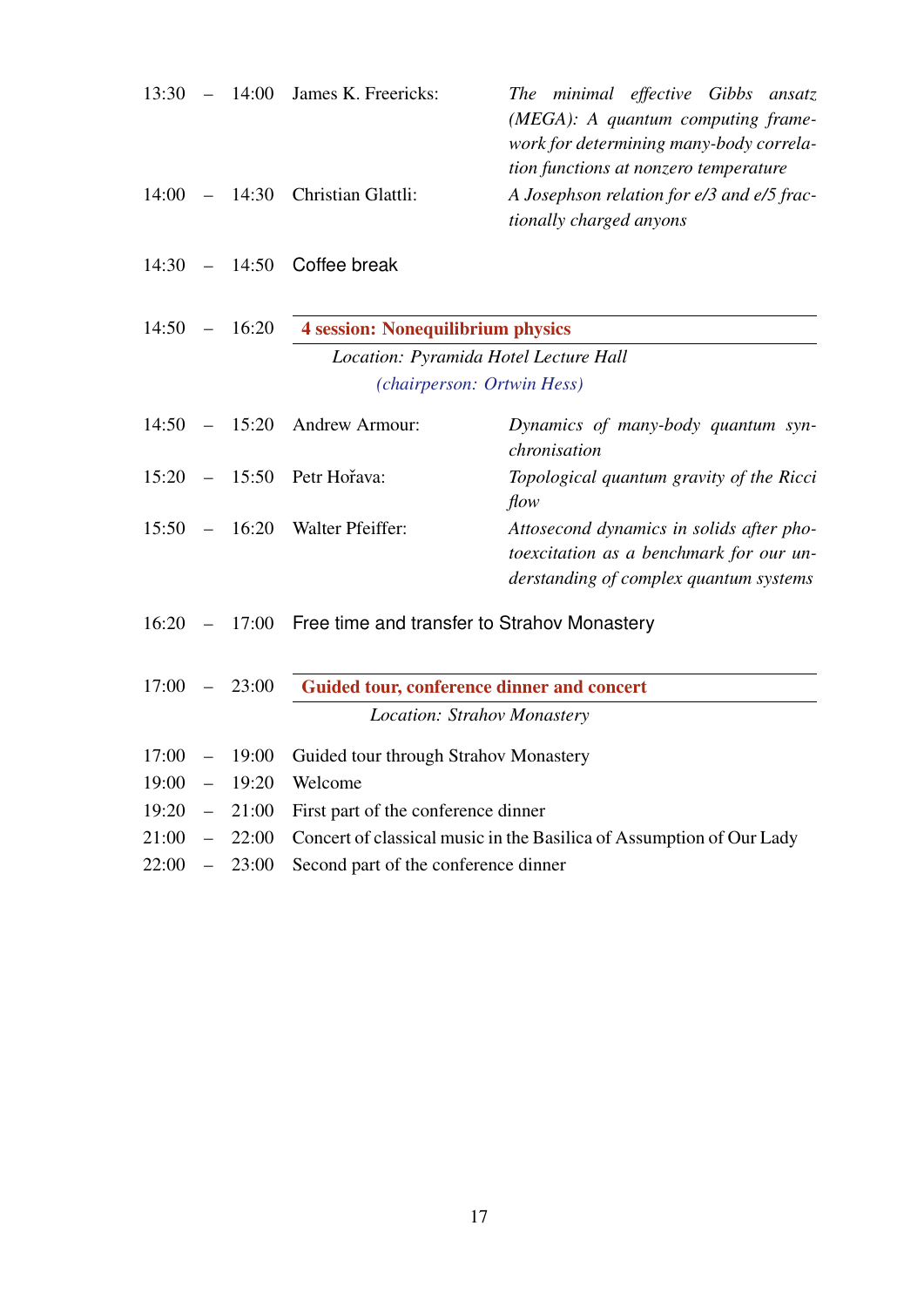13:30 – 14:00 James K. Freericks: *The minimal effective Gibbs ansatz (MEGA): A quantum computing framework for determining many-body correlation functions at nonzero temperature*

14:00 – 14:30 Christian Glattli: *A Josephson relation for e/3 and e/5 fractionally charged anyons*

14:30 – 14:50 Coffee break

14:50 – 16:20 **4 session: Nonequilibrium physics**

*Location: Pyramida Hotel Lecture Hall*

*(chairperson: Ortwin Hess)*

14:50 – 15:20 Andrew Armour: *Dynamics of many-body quantum synchronisation*

15:20 – 15:50 Petr Hořava: *Topological quantum gravity of the Ricci flow*

15:50 – 16:20 Walter Pfeiffer: *Attosecond dynamics in solids after photoexcitation as a benchmark for our understanding of complex quantum systems*

16:20 – 17:00 Free time and transfer to Strahov Monastery

17:00 – 23:00 **Guided tour, conference dinner and concert**

*Location: Strahov Monastery*

17:00 – 19:00 Guided tour through Strahov Monastery

19:00 – 19:20 Welcome

19:20 – 21:00 First part of the conference dinner

21:00 – 22:00 Concert of classical music in the Basilica of Assumption of Our Lady

22:00 – 23:00 Second part of the conference dinner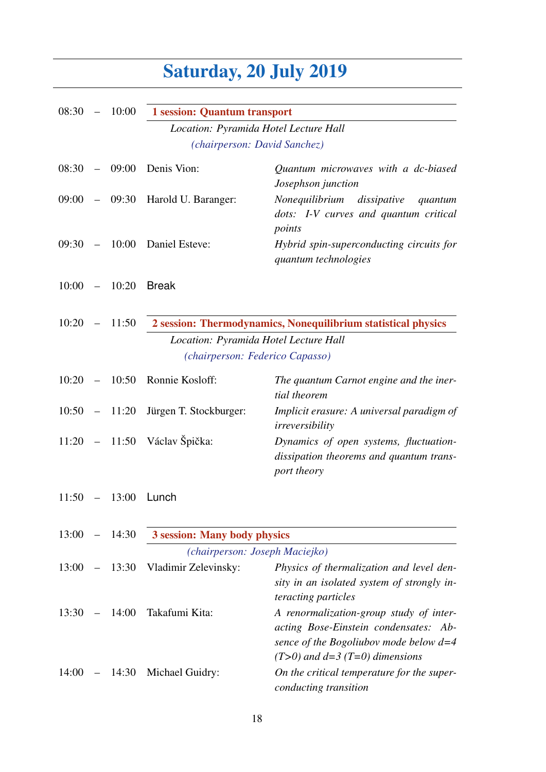# Saturday, 20 July 2019

08:30 – 10:00 **1 session: Quantum transport**

*Location: Pyramida Hotel Lecture Hall*

*(chairperson: David Sanchez)*

| Time | Speaker | Title |
|---|---|---|
| 08:30 – 09:00 | Denis Vion: | *Quantum microwaves with a dc-biased Josephson junction* |
| 09:00 – 09:30 | Harold U. Baranger: | *Nonequilibrium dissipative quantum dots: I-V curves and quantum critical points* |
| 09:30 – 10:00 | Daniel Esteve: | *Hybrid spin-superconducting circuits for quantum technologies* |

10:00 – 10:20 Break

10:20 – 11:50 **2 session: Thermodynamics, Nonequilibrium statistical physics**

*Location: Pyramida Hotel Lecture Hall*

*(chairperson: Federico Capasso)*

| Time | Speaker | Title |
|---|---|---|
| 10:20 – 10:50 | Ronnie Kosloff: | *The quantum Carnot engine and the inertial theorem* |
| 10:50 – 11:20 | Jürgen T. Stockburger: | *Implicit erasure: A universal paradigm of irreversibility* |
| 11:20 – 11:50 | Václav Špička: | *Dynamics of open systems, fluctuation-dissipation theorems and quantum transport theory* |

11:50 – 13:00 Lunch

13:00 – 14:30 **3 session: Many body physics**

*(chairperson: Joseph Maciejko)*

| Time | Speaker | Title |
|---|---|---|
| 13:00 – 13:30 | Vladimir Zelevinsky: | *Physics of thermalization and level density in an isolated system of strongly interacting particles* |
| 13:30 – 14:00 | Takafumi Kita: | *A renormalization-group study of interacting Bose-Einstein condensates: Absence of the Bogoliubov mode below d=4 (T>0) and d=3 (T=0) dimensions* |
| 14:00 – 14:30 | Michael Guidry: | *On the critical temperature for the superconducting transition* |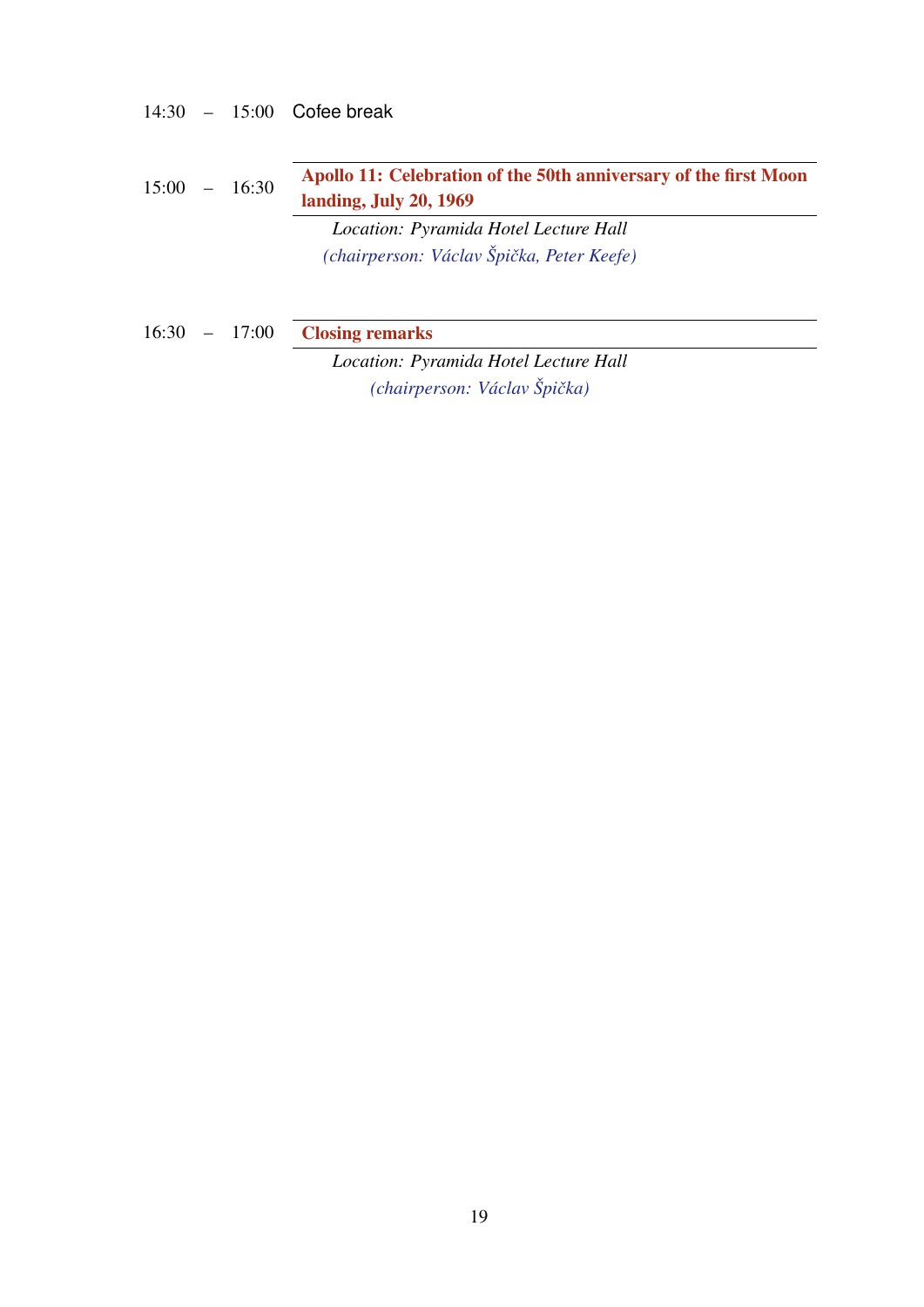14:30 – 15:00 Cofee break

15:00 – 16:30 **Apollo 11: Celebration of the 50th anniversary of the first Moon landing, July 20, 1969**

*Location: Pyramida Hotel Lecture Hall*

*(chairperson: Václav Špička, Peter Keefe)*

16:30 – 17:00 **Closing remarks**

*Location: Pyramida Hotel Lecture Hall*

*(chairperson: Václav Špička)*